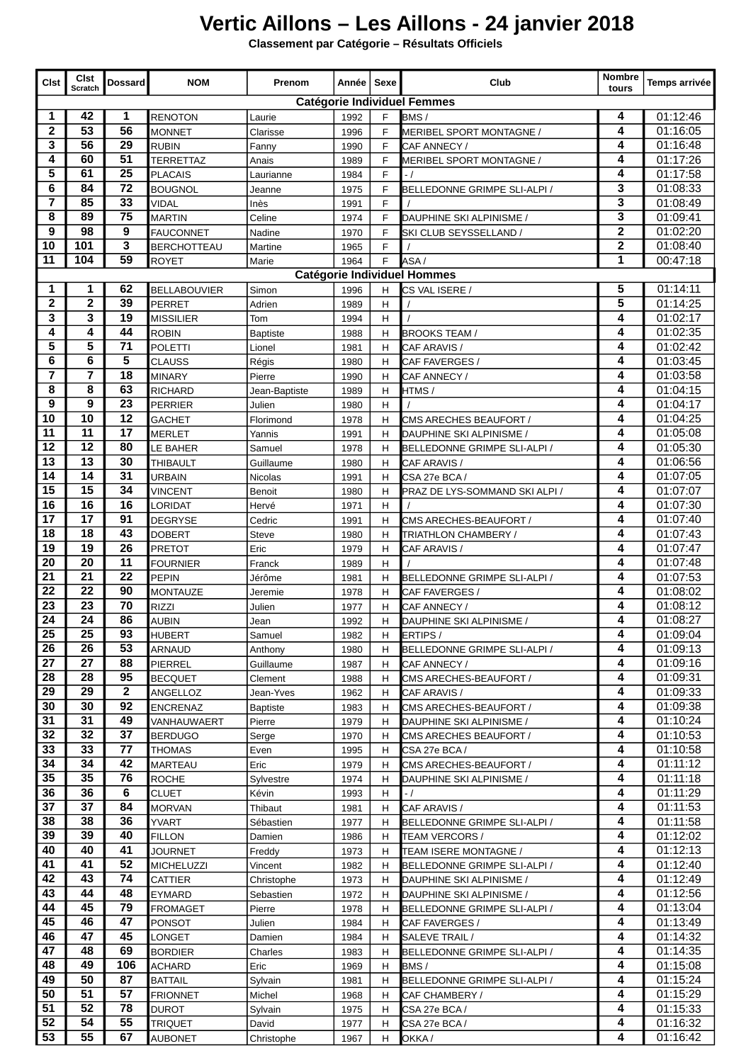# Vertic Aillons – Les Aillons - 24 janvier 2018

**Classement par Catégorie – Résultats Officiels**

| Clst | Clst Scratch | Dossard | NOM | Prenom | Année | Sexe | Club | Nombre tours | Temps arrivée |
|---|---|---|---|---|---|---|---|---|---|
| **Catégorie Individuel Femmes** | | | | | | | | | |
| 1 | 42 | 1 | RENOTON | Laurie | 1992 | F | BMS / | 4 | 01:12:46 |
| 2 | 53 | 56 | MONNET | Clarisse | 1996 | F | MERIBEL SPORT MONTAGNE / | 4 | 01:16:05 |
| 3 | 56 | 29 | RUBIN | Fanny | 1990 | F | CAF ANNECY / | 4 | 01:16:48 |
| 4 | 60 | 51 | TERRETTAZ | Anais | 1989 | F | MERIBEL SPORT MONTAGNE / | 4 | 01:17:26 |
| 5 | 61 | 25 | PLACAIS | Laurianne | 1984 | F | - / | 4 | 01:17:58 |
| 6 | 84 | 72 | BOUGNOL | Jeanne | 1975 | F | BELLEDONNE GRIMPE SLI-ALPI / | 3 | 01:08:33 |
| 7 | 85 | 33 | VIDAL | Inès | 1991 | F | / | 3 | 01:08:49 |
| 8 | 89 | 75 | MARTIN | Celine | 1974 | F | DAUPHINE SKI ALPINISME / | 3 | 01:09:41 |
| 9 | 98 | 9 | FAUCONNET | Nadine | 1970 | F | SKI CLUB SEYSSELLAND / | 2 | 01:02:20 |
| 10 | 101 | 3 | BERCHOTTEAU | Martine | 1965 | F | / | 2 | 01:08:40 |
| 11 | 104 | 59 | ROYET | Marie | 1964 | F | ASA / | 1 | 00:47:18 |
| **Catégorie Individuel Hommes** | | | | | | | | | |
| 1 | 1 | 62 | BELLABOUVIER | Simon | 1996 | H | CS VAL ISERE / | 5 | 01:14:11 |
| 2 | 2 | 39 | PERRET | Adrien | 1989 | H | / | 5 | 01:14:25 |
| 3 | 3 | 19 | MISSILIER | Tom | 1994 | H | / | 4 | 01:02:17 |
| 4 | 4 | 44 | ROBIN | Baptiste | 1988 | H | BROOKS TEAM / | 4 | 01:02:35 |
| 5 | 5 | 71 | POLETTI | Lionel | 1981 | H | CAF ARAVIS / | 4 | 01:02:42 |
| 6 | 6 | 5 | CLAUSS | Régis | 1980 | H | CAF FAVERGES / | 4 | 01:03:45 |
| 7 | 7 | 18 | MINARY | Pierre | 1990 | H | CAF ANNECY / | 4 | 01:03:58 |
| 8 | 8 | 63 | RICHARD | Jean-Baptiste | 1989 | H | HTMS / | 4 | 01:04:15 |
| 9 | 9 | 23 | PERRIER | Julien | 1980 | H | / | 4 | 01:04:17 |
| 10 | 10 | 12 | GACHET | Florimond | 1978 | H | CMS ARECHES BEAUFORT / | 4 | 01:04:25 |
| 11 | 11 | 17 | MERLET | Yannis | 1991 | H | DAUPHINE SKI ALPINISME / | 4 | 01:05:08 |
| 12 | 12 | 80 | LE BAHER | Samuel | 1978 | H | BELLEDONNE GRIMPE SLI-ALPI / | 4 | 01:05:30 |
| 13 | 13 | 30 | THIBAULT | Guillaume | 1980 | H | CAF ARAVIS / | 4 | 01:06:56 |
| 14 | 14 | 31 | URBAIN | Nicolas | 1991 | H | CSA 27e BCA / | 4 | 01:07:05 |
| 15 | 15 | 34 | VINCENT | Benoit | 1980 | H | PRAZ DE LYS-SOMMAND SKI ALPI / | 4 | 01:07:07 |
| 16 | 16 | 16 | LORIDAT | Hervé | 1971 | H | / | 4 | 01:07:30 |
| 17 | 17 | 91 | DEGRYSE | Cedric | 1991 | H | CMS ARECHES-BEAUFORT / | 4 | 01:07:40 |
| 18 | 18 | 43 | DOBERT | Steve | 1980 | H | TRIATHLON CHAMBERY / | 4 | 01:07:43 |
| 19 | 19 | 26 | PRETOT | Eric | 1979 | H | CAF ARAVIS / | 4 | 01:07:47 |
| 20 | 20 | 11 | FOURNIER | Franck | 1989 | H | / | 4 | 01:07:48 |
| 21 | 21 | 22 | PEPIN | Jérôme | 1981 | H | BELLEDONNE GRIMPE SLI-ALPI / | 4 | 01:07:53 |
| 22 | 22 | 90 | MONTAUZE | Jeremie | 1978 | H | CAF FAVERGES / | 4 | 01:08:02 |
| 23 | 23 | 70 | RIZZI | Julien | 1977 | H | CAF ANNECY / | 4 | 01:08:12 |
| 24 | 24 | 86 | AUBIN | Jean | 1992 | H | DAUPHINE SKI ALPINISME / | 4 | 01:08:27 |
| 25 | 25 | 93 | HUBERT | Samuel | 1982 | H | ERTIPS / | 4 | 01:09:04 |
| 26 | 26 | 53 | ARNAUD | Anthony | 1980 | H | BELLEDONNE GRIMPE SLI-ALPI / | 4 | 01:09:13 |
| 27 | 27 | 88 | PIERREL | Guillaume | 1987 | H | CAF ANNECY / | 4 | 01:09:16 |
| 28 | 28 | 95 | BECQUET | Clement | 1988 | H | CMS ARECHES-BEAUFORT / | 4 | 01:09:31 |
| 29 | 29 | 2 | ANGELLOZ | Jean-Yves | 1962 | H | CAF ARAVIS / | 4 | 01:09:33 |
| 30 | 30 | 92 | ENCRENAZ | Baptiste | 1983 | H | CMS ARECHES-BEAUFORT / | 4 | 01:09:38 |
| 31 | 31 | 49 | VANHAUWAERT | Pierre | 1979 | H | DAUPHINE SKI ALPINISME / | 4 | 01:10:24 |
| 32 | 32 | 37 | BERDUGO | Serge | 1970 | H | CMS ARECHES BEAUFORT / | 4 | 01:10:53 |
| 33 | 33 | 77 | THOMAS | Even | 1995 | H | CSA 27e BCA / | 4 | 01:10:58 |
| 34 | 34 | 42 | MARTEAU | Eric | 1979 | H | CMS ARECHES-BEAUFORT / | 4 | 01:11:12 |
| 35 | 35 | 76 | ROCHE | Sylvestre | 1974 | H | DAUPHINE SKI ALPINISME / | 4 | 01:11:18 |
| 36 | 36 | 6 | CLUET | Kévin | 1993 | H | - / | 4 | 01:11:29 |
| 37 | 37 | 84 | MORVAN | Thibaut | 1981 | H | CAF ARAVIS / | 4 | 01:11:53 |
| 38 | 38 | 36 | YVART | Sébastien | 1977 | H | BELLEDONNE GRIMPE SLI-ALPI / | 4 | 01:11:58 |
| 39 | 39 | 40 | FILLON | Damien | 1986 | H | TEAM VERCORS / | 4 | 01:12:02 |
| 40 | 40 | 41 | JOURNET | Freddy | 1973 | H | TEAM ISERE MONTAGNE / | 4 | 01:12:13 |
| 41 | 41 | 52 | MICHELUZZI | Vincent | 1982 | H | BELLEDONNE GRIMPE SLI-ALPI / | 4 | 01:12:40 |
| 42 | 43 | 74 | CATTIER | Christophe | 1973 | H | DAUPHINE SKI ALPINISME / | 4 | 01:12:49 |
| 43 | 44 | 48 | EYMARD | Sebastien | 1972 | H | DAUPHINE SKI ALPINISME / | 4 | 01:12:56 |
| 44 | 45 | 79 | FROMAGET | Pierre | 1978 | H | BELLEDONNE GRIMPE SLI-ALPI / | 4 | 01:13:04 |
| 45 | 46 | 47 | PONSOT | Julien | 1984 | H | CAF FAVERGES / | 4 | 01:13:49 |
| 46 | 47 | 45 | LONGET | Damien | 1984 | H | SALEVE TRAIL / | 4 | 01:14:32 |
| 47 | 48 | 69 | BORDIER | Charles | 1983 | H | BELLEDONNE GRIMPE SLI-ALPI / | 4 | 01:14:35 |
| 48 | 49 | 106 | ACHARD | Eric | 1969 | H | BMS / | 4 | 01:15:08 |
| 49 | 50 | 87 | BATTAIL | Sylvain | 1981 | H | BELLEDONNE GRIMPE SLI-ALPI / | 4 | 01:15:24 |
| 50 | 51 | 57 | FRIONNET | Michel | 1968 | H | CAF CHAMBERY / | 4 | 01:15:29 |
| 51 | 52 | 78 | DUROT | Sylvain | 1975 | H | CSA 27e BCA / | 4 | 01:15:33 |
| 52 | 54 | 55 | TRIQUET | David | 1977 | H | CSA 27e BCA / | 4 | 01:16:32 |
| 53 | 55 | 67 | AUBONET | Christophe | 1967 | H | OKKA / | 4 | 01:16:42 |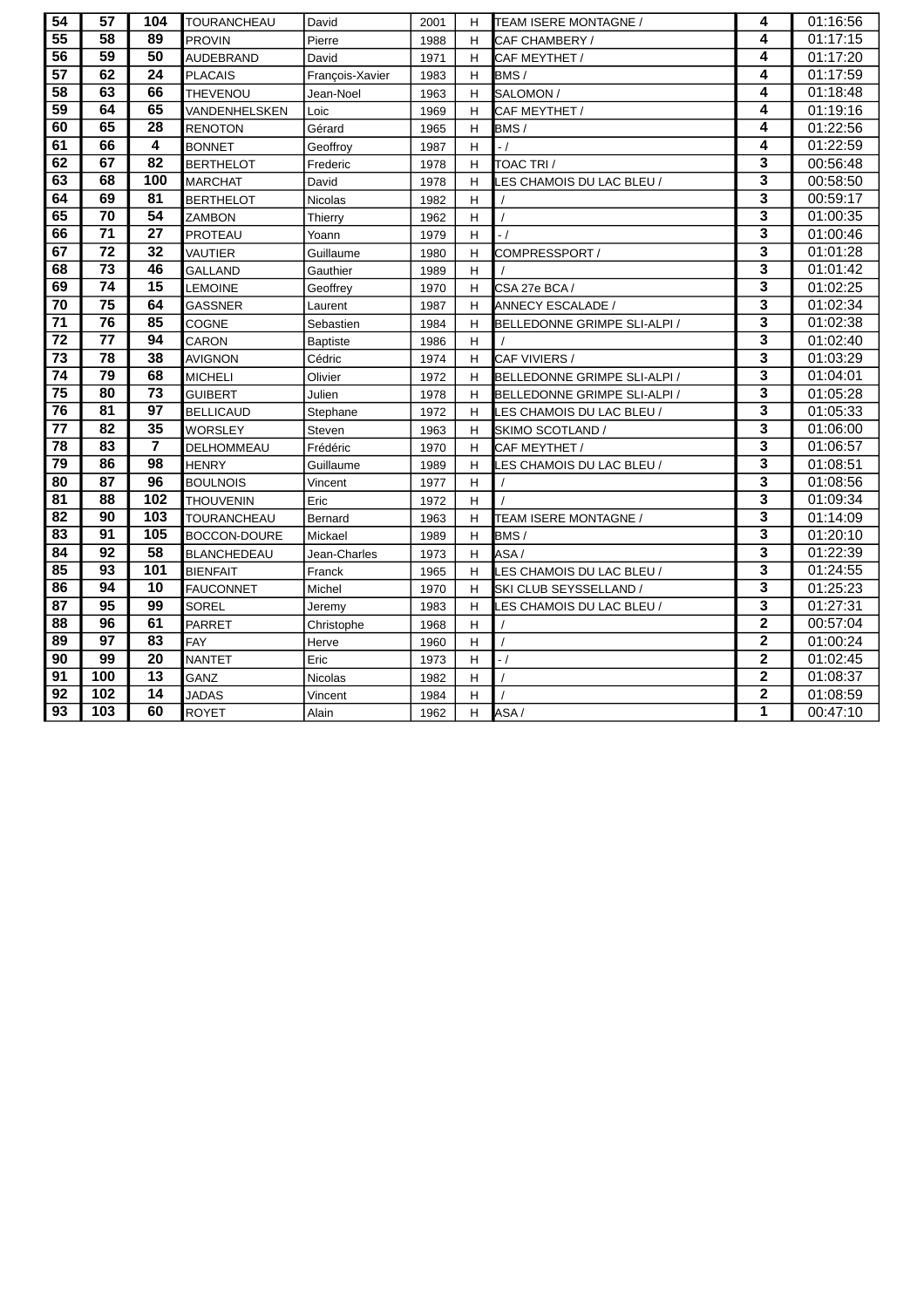| | | | | | | | | | |
|---|---|---|---|---|---|---|---|---|---|
| 54 | 57 | 104 | TOURANCHEAU | David | 2001 | H | TEAM ISERE MONTAGNE / | 4 | 01:16:56 |
| 55 | 58 | 89 | PROVIN | Pierre | 1988 | H | CAF CHAMBERY / | 4 | 01:17:15 |
| 56 | 59 | 50 | AUDEBRAND | David | 1971 | H | CAF MEYTHET / | 4 | 01:17:20 |
| 57 | 62 | 24 | PLACAIS | François-Xavier | 1983 | H | BMS / | 4 | 01:17:59 |
| 58 | 63 | 66 | THEVENOU | Jean-Noel | 1963 | H | SALOMON / | 4 | 01:18:48 |
| 59 | 64 | 65 | VANDENHELSKEN | Loic | 1969 | H | CAF MEYTHET / | 4 | 01:19:16 |
| 60 | 65 | 28 | RENOTON | Gérard | 1965 | H | BMS / | 4 | 01:22:56 |
| 61 | 66 | 4 | BONNET | Geoffroy | 1987 | H | - / | 4 | 01:22:59 |
| 62 | 67 | 82 | BERTHELOT | Frederic | 1978 | H | TOAC TRI / | 3 | 00:56:48 |
| 63 | 68 | 100 | MARCHAT | David | 1978 | H | LES CHAMOIS DU LAC BLEU / | 3 | 00:58:50 |
| 64 | 69 | 81 | BERTHELOT | Nicolas | 1982 | H | / | 3 | 00:59:17 |
| 65 | 70 | 54 | ZAMBON | Thierry | 1962 | H | / | 3 | 01:00:35 |
| 66 | 71 | 27 | PROTEAU | Yoann | 1979 | H | - / | 3 | 01:00:46 |
| 67 | 72 | 32 | VAUTIER | Guillaume | 1980 | H | COMPRESSPORT / | 3 | 01:01:28 |
| 68 | 73 | 46 | GALLAND | Gauthier | 1989 | H | / | 3 | 01:01:42 |
| 69 | 74 | 15 | LEMOINE | Geoffrey | 1970 | H | CSA 27e BCA / | 3 | 01:02:25 |
| 70 | 75 | 64 | GASSNER | Laurent | 1987 | H | ANNECY ESCALADE / | 3 | 01:02:34 |
| 71 | 76 | 85 | COGNE | Sebastien | 1984 | H | BELLEDONNE GRIMPE SLI-ALPI / | 3 | 01:02:38 |
| 72 | 77 | 94 | CARON | Baptiste | 1986 | H | / | 3 | 01:02:40 |
| 73 | 78 | 38 | AVIGNON | Cédric | 1974 | H | CAF VIVIERS / | 3 | 01:03:29 |
| 74 | 79 | 68 | MICHELI | Olivier | 1972 | H | BELLEDONNE GRIMPE SLI-ALPI / | 3 | 01:04:01 |
| 75 | 80 | 73 | GUIBERT | Julien | 1978 | H | BELLEDONNE GRIMPE SLI-ALPI / | 3 | 01:05:28 |
| 76 | 81 | 97 | BELLICAUD | Stephane | 1972 | H | LES CHAMOIS DU LAC BLEU / | 3 | 01:05:33 |
| 77 | 82 | 35 | WORSLEY | Steven | 1963 | H | SKIMO SCOTLAND / | 3 | 01:06:00 |
| 78 | 83 | 7 | DELHOMMEAU | Frédéric | 1970 | H | CAF MEYTHET / | 3 | 01:06:57 |
| 79 | 86 | 98 | HENRY | Guillaume | 1989 | H | LES CHAMOIS DU LAC BLEU / | 3 | 01:08:51 |
| 80 | 87 | 96 | BOULNOIS | Vincent | 1977 | H | / | 3 | 01:08:56 |
| 81 | 88 | 102 | THOUVENIN | Eric | 1972 | H | / | 3 | 01:09:34 |
| 82 | 90 | 103 | TOURANCHEAU | Bernard | 1963 | H | TEAM ISERE MONTAGNE / | 3 | 01:14:09 |
| 83 | 91 | 105 | BOCCON-DOURE | Mickael | 1989 | H | BMS / | 3 | 01:20:10 |
| 84 | 92 | 58 | BLANCHEDEAU | Jean-Charles | 1973 | H | ASA / | 3 | 01:22:39 |
| 85 | 93 | 101 | BIENFAIT | Franck | 1965 | H | LES CHAMOIS DU LAC BLEU / | 3 | 01:24:55 |
| 86 | 94 | 10 | FAUCONNET | Michel | 1970 | H | SKI CLUB SEYSSELLAND / | 3 | 01:25:23 |
| 87 | 95 | 99 | SOREL | Jeremy | 1983 | H | LES CHAMOIS DU LAC BLEU / | 3 | 01:27:31 |
| 88 | 96 | 61 | PARRET | Christophe | 1968 | H | / | 2 | 00:57:04 |
| 89 | 97 | 83 | FAY | Herve | 1960 | H | / | 2 | 01:00:24 |
| 90 | 99 | 20 | NANTET | Eric | 1973 | H | - / | 2 | 01:02:45 |
| 91 | 100 | 13 | GANZ | Nicolas | 1982 | H | / | 2 | 01:08:37 |
| 92 | 102 | 14 | JADAS | Vincent | 1984 | H | / | 2 | 01:08:59 |
| 93 | 103 | 60 | ROYET | Alain | 1962 | H | ASA / | 1 | 00:47:10 |